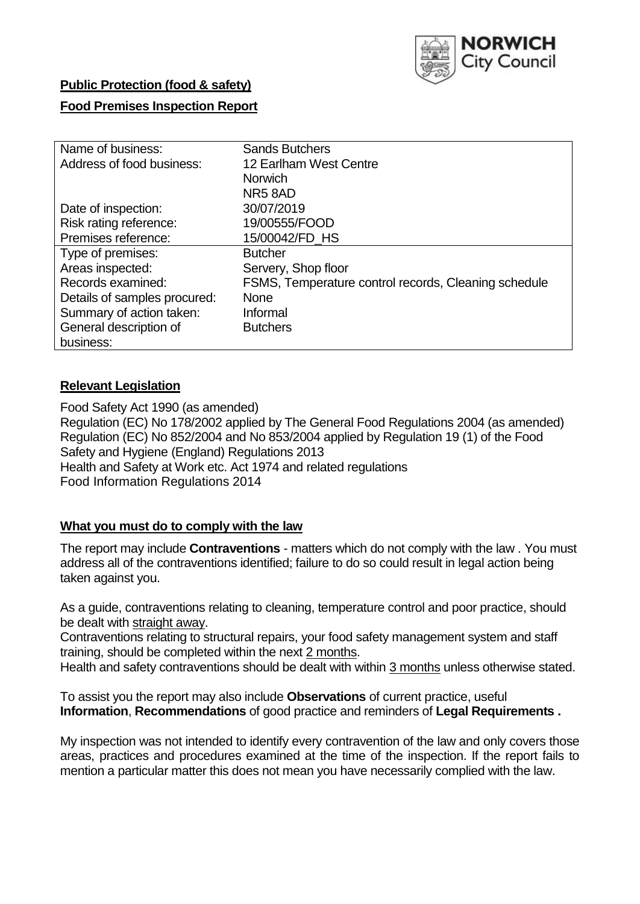**Public Protection (food & safety)**

**Food Premises Inspection Report**

| Name of business: | Sands Butchers |
|---|---|
| Address of food business: | 12 Earlham West Centre<br>Norwich<br>NR5 8AD |
| Date of inspection: | 30/07/2019 |
| Risk rating reference: | 19/00555/FOOD |
| Premises reference: | 15/00042/FD_HS |
| Type of premises: | Butcher |
| Areas inspected: | Servery, Shop floor |
| Records examined: | FSMS, Temperature control records, Cleaning schedule |
| Details of samples procured: | None |
| Summary of action taken: | Informal |
| General description of business: | Butchers |

## **Relevant Legislation**

Food Safety Act 1990 (as amended)
Regulation (EC) No 178/2002 applied by The General Food Regulations 2004 (as amended)
Regulation (EC) No 852/2004 and No 853/2004 applied by Regulation 19 (1) of the Food Safety and Hygiene (England) Regulations 2013
Health and Safety at Work etc. Act 1974 and related regulations
Food Information Regulations 2014

## **What you must do to comply with the law**

The report may include **Contraventions** - matters which do not comply with the law . You must address all of the contraventions identified; failure to do so could result in legal action being taken against you.

As a guide, contraventions relating to cleaning, temperature control and poor practice, should be dealt with straight away.
Contraventions relating to structural repairs, your food safety management system and staff training, should be completed within the next 2 months.
Health and safety contraventions should be dealt with within 3 months unless otherwise stated.

To assist you the report may also include **Observations** of current practice, useful **Information**, **Recommendations** of good practice and reminders of **Legal Requirements .**

My inspection was not intended to identify every contravention of the law and only covers those areas, practices and procedures examined at the time of the inspection. If the report fails to mention a particular matter this does not mean you have necessarily complied with the law.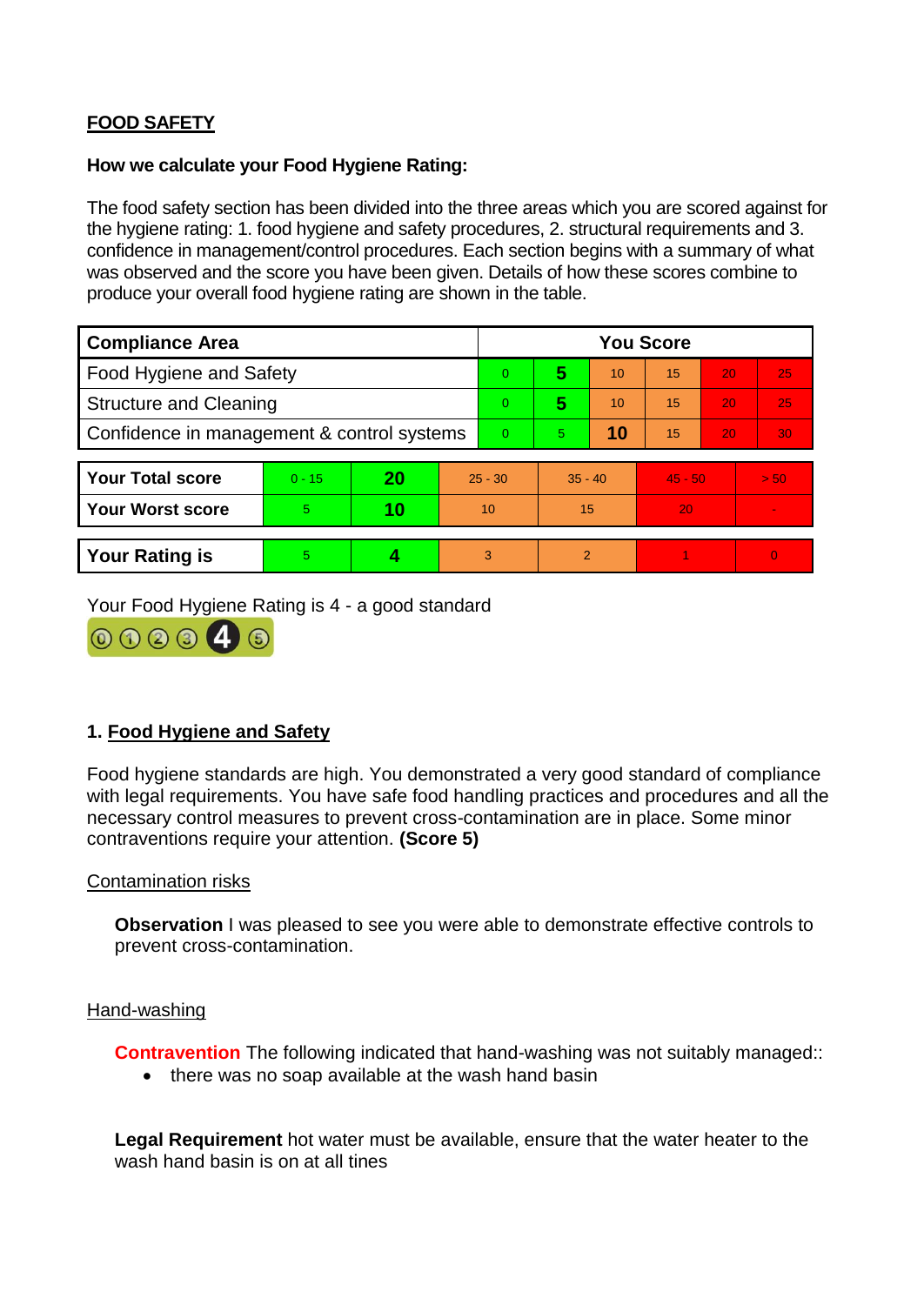**FOOD SAFETY**

**How we calculate your Food Hygiene Rating:**

The food safety section has been divided into the three areas which you are scored against for the hygiene rating: 1. food hygiene and safety procedures, 2. structural requirements and 3. confidence in management/control procedures. Each section begins with a summary of what was observed and the score you have been given. Details of how these scores combine to produce your overall food hygiene rating are shown in the table.

| Compliance Area | You Score | | | | | |
|---|---|---|---|---|---|---|
| Food Hygiene and Safety | 0 | **5** | 10 | 15 | 20 | 25 |
| Structure and Cleaning | 0 | **5** | 10 | 15 | 20 | 25 |
| Confidence in management & control systems | 0 | 5 | **10** | 15 | 20 | 30 |

| | | | | | | |
|---|---|---|---|---|---|---|
| **Your Total score** | 0 - 15 | **20** | 25 - 30 | 35 - 40 | 45 - 50 | > 50 |
| **Your Worst score** | 5 | **10** | 10 | 15 | 20 | - |

| | | | | | | |
|---|---|---|---|---|---|---|
| **Your Rating is** | 5 | **4** | 3 | 2 | 1 | 0 |

Your Food Hygiene Rating is 4 - a good standard

## 1. Food Hygiene and Safety

Food hygiene standards are high. You demonstrated a very good standard of compliance with legal requirements. You have safe food handling practices and procedures and all the necessary control measures to prevent cross-contamination are in place. Some minor contraventions require your attention. **(Score 5)**

Contamination risks

**Observation** I was pleased to see you were able to demonstrate effective controls to prevent cross-contamination.

Hand-washing

**Contravention** The following indicated that hand-washing was not suitably managed::

- there was no soap available at the wash hand basin

**Legal Requirement** hot water must be available, ensure that the water heater to the wash hand basin is on at all tines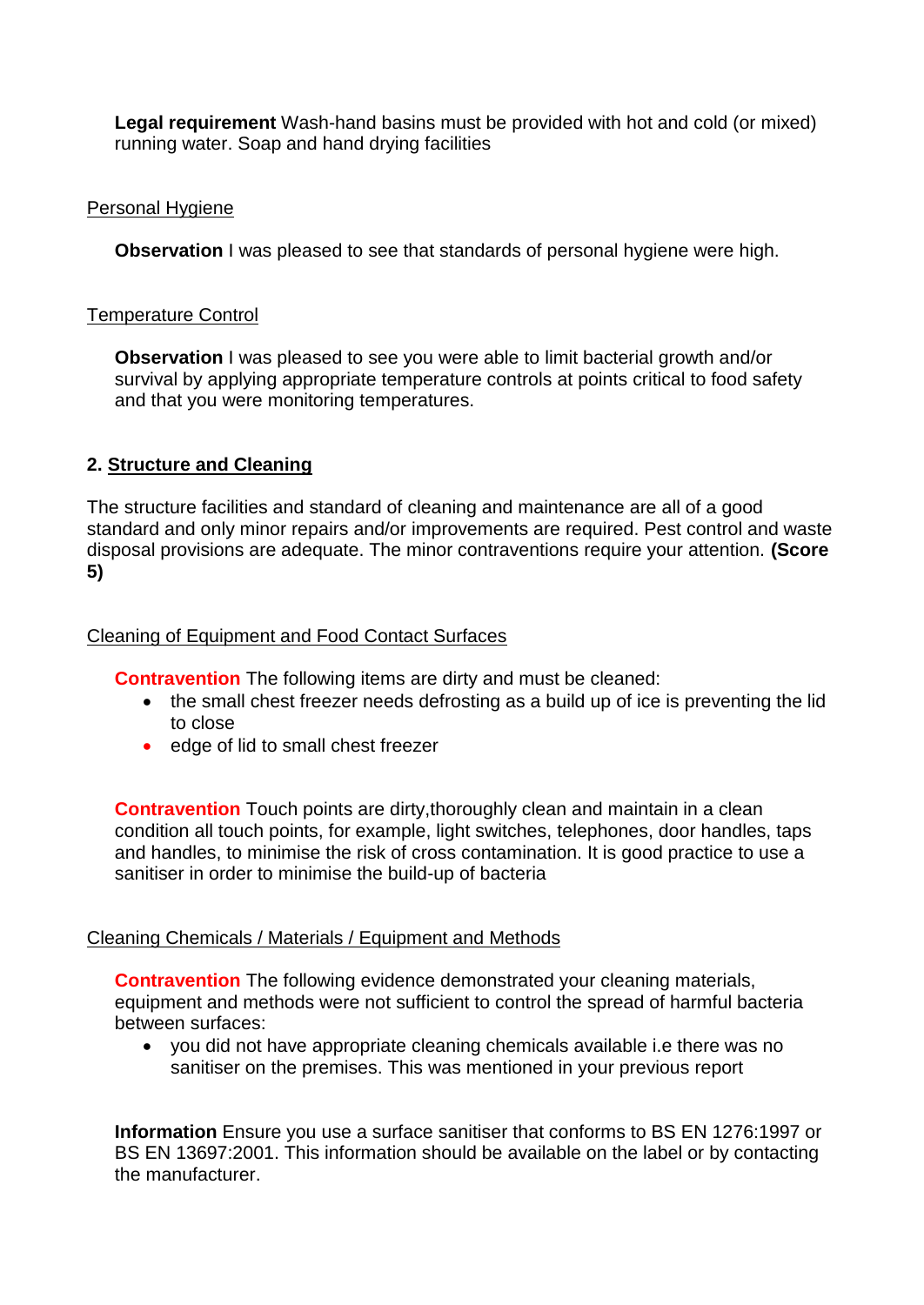**Legal requirement** Wash-hand basins must be provided with hot and cold (or mixed) running water. Soap and hand drying facilities

Personal Hygiene

**Observation** I was pleased to see that standards of personal hygiene were high.

Temperature Control

**Observation** I was pleased to see you were able to limit bacterial growth and/or survival by applying appropriate temperature controls at points critical to food safety and that you were monitoring temperatures.

## 2. Structure and Cleaning

The structure facilities and standard of cleaning and maintenance are all of a good standard and only minor repairs and/or improvements are required. Pest control and waste disposal provisions are adequate. The minor contraventions require your attention. **(Score 5)**

Cleaning of Equipment and Food Contact Surfaces

**Contravention** The following items are dirty and must be cleaned:

- the small chest freezer needs defrosting as a build up of ice is preventing the lid to close
- edge of lid to small chest freezer

**Contravention** Touch points are dirty,thoroughly clean and maintain in a clean condition all touch points, for example, light switches, telephones, door handles, taps and handles, to minimise the risk of cross contamination. It is good practice to use a sanitiser in order to minimise the build-up of bacteria

Cleaning Chemicals / Materials / Equipment and Methods

**Contravention** The following evidence demonstrated your cleaning materials, equipment and methods were not sufficient to control the spread of harmful bacteria between surfaces:

- you did not have appropriate cleaning chemicals available i.e there was no sanitiser on the premises. This was mentioned in your previous report

**Information** Ensure you use a surface sanitiser that conforms to BS EN 1276:1997 or BS EN 13697:2001. This information should be available on the label or by contacting the manufacturer.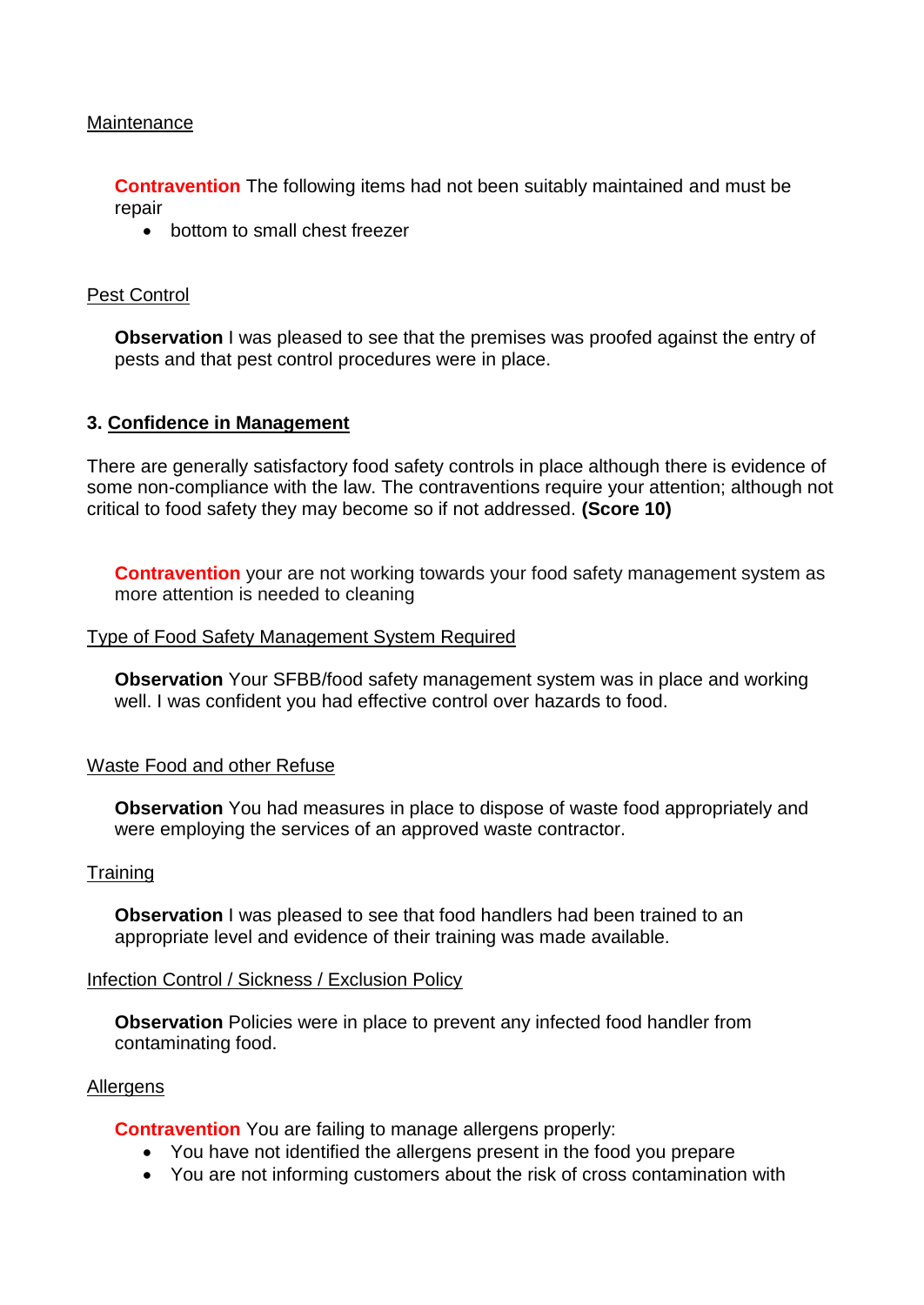Maintenance

**Contravention** The following items had not been suitably maintained and must be repair

- bottom to small chest freezer

Pest Control

**Observation** I was pleased to see that the premises was proofed against the entry of pests and that pest control procedures were in place.

### 3. Confidence in Management

There are generally satisfactory food safety controls in place although there is evidence of some non-compliance with the law. The contraventions require your attention; although not critical to food safety they may become so if not addressed. **(Score 10)**

**Contravention** your are not working towards your food safety management system as more attention is needed to cleaning

Type of Food Safety Management System Required

**Observation** Your SFBB/food safety management system was in place and working well. I was confident you had effective control over hazards to food.

Waste Food and other Refuse

**Observation** You had measures in place to dispose of waste food appropriately and were employing the services of an approved waste contractor.

Training

**Observation** I was pleased to see that food handlers had been trained to an appropriate level and evidence of their training was made available.

Infection Control / Sickness / Exclusion Policy

**Observation** Policies were in place to prevent any infected food handler from contaminating food.

Allergens

**Contravention** You are failing to manage allergens properly:

- You have not identified the allergens present in the food you prepare
- You are not informing customers about the risk of cross contamination with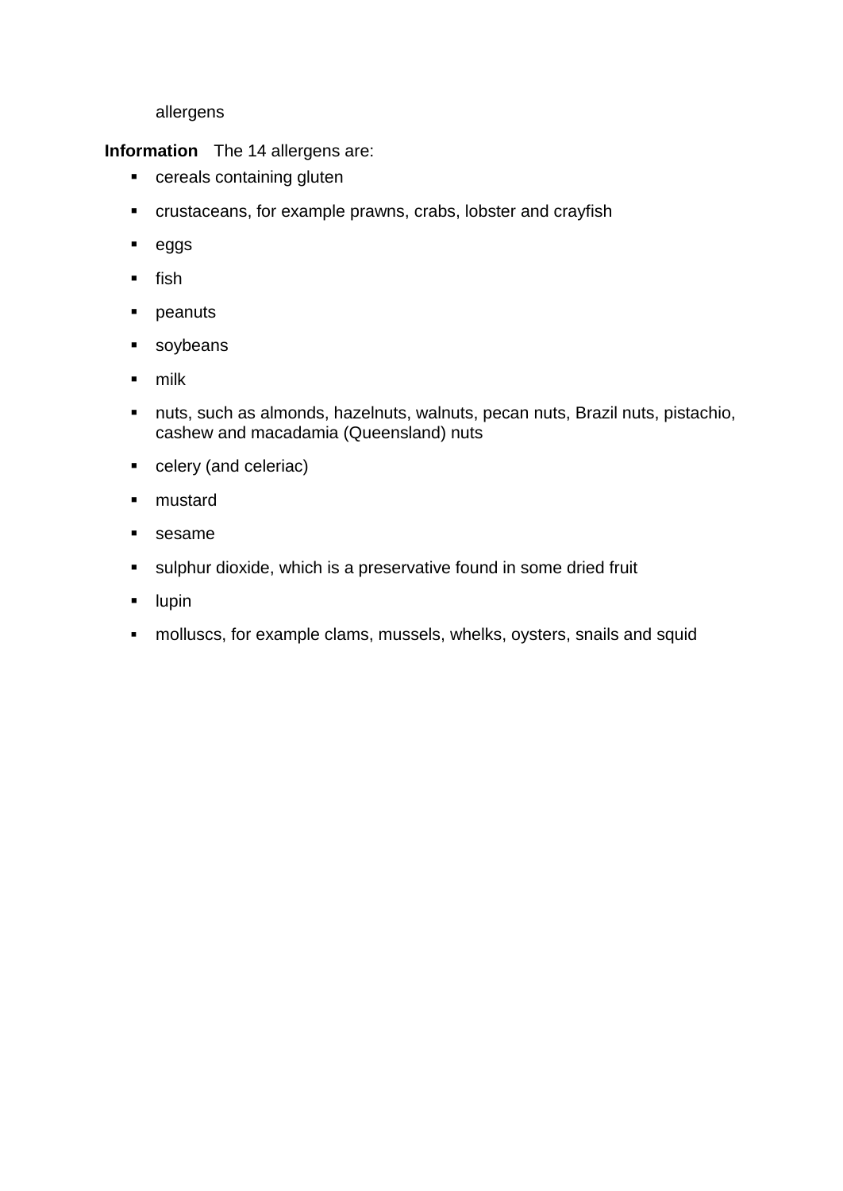allergens

**Information** The 14 allergens are:

- cereals containing gluten
- crustaceans, for example prawns, crabs, lobster and crayfish
- eggs
- fish
- peanuts
- soybeans
- milk
- nuts, such as almonds, hazelnuts, walnuts, pecan nuts, Brazil nuts, pistachio, cashew and macadamia (Queensland) nuts
- celery (and celeriac)
- mustard
- sesame
- sulphur dioxide, which is a preservative found in some dried fruit
- lupin
- molluscs, for example clams, mussels, whelks, oysters, snails and squid